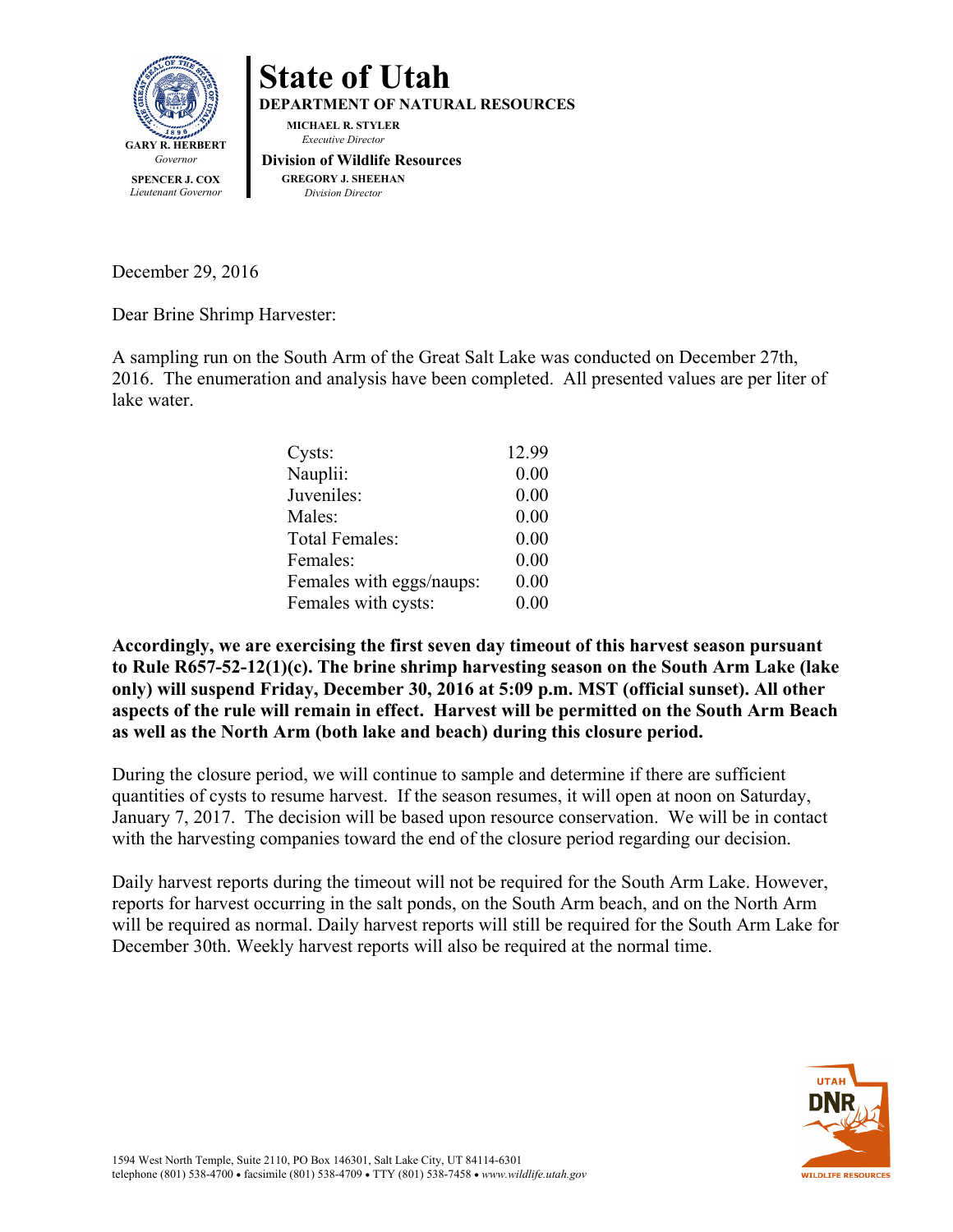GARY R. HERBERT
*Governor*

SPENCER J. COX
*Lieutenant Governor*

# State of Utah

**DEPARTMENT OF NATURAL RESOURCES**

**MICHAEL R. STYLER**
*Executive Director*

**Division of Wildlife Resources**

**GREGORY J. SHEEHAN**
*Division Director*

December 29, 2016

Dear Brine Shrimp Harvester:

A sampling run on the South Arm of the Great Salt Lake was conducted on December 27th, 2016. The enumeration and analysis have been completed. All presented values are per liter of lake water.

| | |
|---|---|
| Cysts: | 12.99 |
| Nauplii: | 0.00 |
| Juveniles: | 0.00 |
| Males: | 0.00 |
| Total Females: | 0.00 |
| Females: | 0.00 |
| Females with eggs/naups: | 0.00 |
| Females with cysts: | 0.00 |

**Accordingly, we are exercising the first seven day timeout of this harvest season pursuant to Rule R657-52-12(1)(c). The brine shrimp harvesting season on the South Arm Lake (lake only) will suspend Friday, December 30, 2016 at 5:09 p.m. MST (official sunset). All other aspects of the rule will remain in effect. Harvest will be permitted on the South Arm Beach as well as the North Arm (both lake and beach) during this closure period.**

During the closure period, we will continue to sample and determine if there are sufficient quantities of cysts to resume harvest. If the season resumes, it will open at noon on Saturday, January 7, 2017. The decision will be based upon resource conservation. We will be in contact with the harvesting companies toward the end of the closure period regarding our decision.

Daily harvest reports during the timeout will not be required for the South Arm Lake. However, reports for harvest occurring in the salt ponds, on the South Arm beach, and on the North Arm will be required as normal. Daily harvest reports will still be required for the South Arm Lake for December 30th. Weekly harvest reports will also be required at the normal time.

1594 West North Temple, Suite 2110, PO Box 146301, Salt Lake City, UT 84114-6301
telephone (801) 538-4700 • facsimile (801) 538-4709 • TTY (801) 538-7458 • *www.wildlife.utah.gov*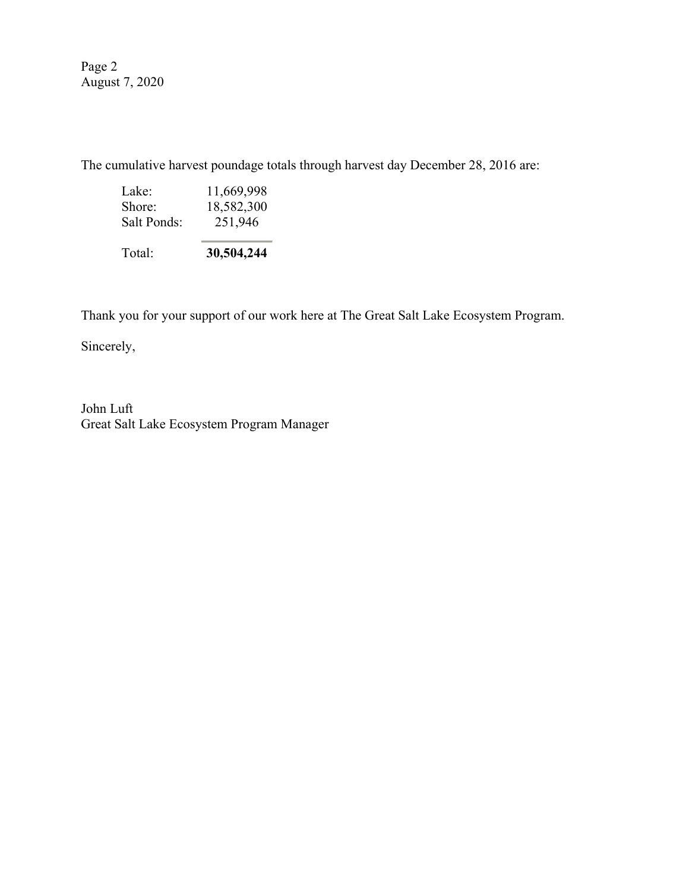The cumulative harvest poundage totals through harvest day December 28, 2016 are:

| | |
|---|---|
| Lake: | 11,669,998 |
| Shore: | 18,582,300 |
| Salt Ponds: | 251,946 |
| Total: | **30,504,244** |

Thank you for your support of our work here at The Great Salt Lake Ecosystem Program.

Sincerely,

John Luft
Great Salt Lake Ecosystem Program Manager